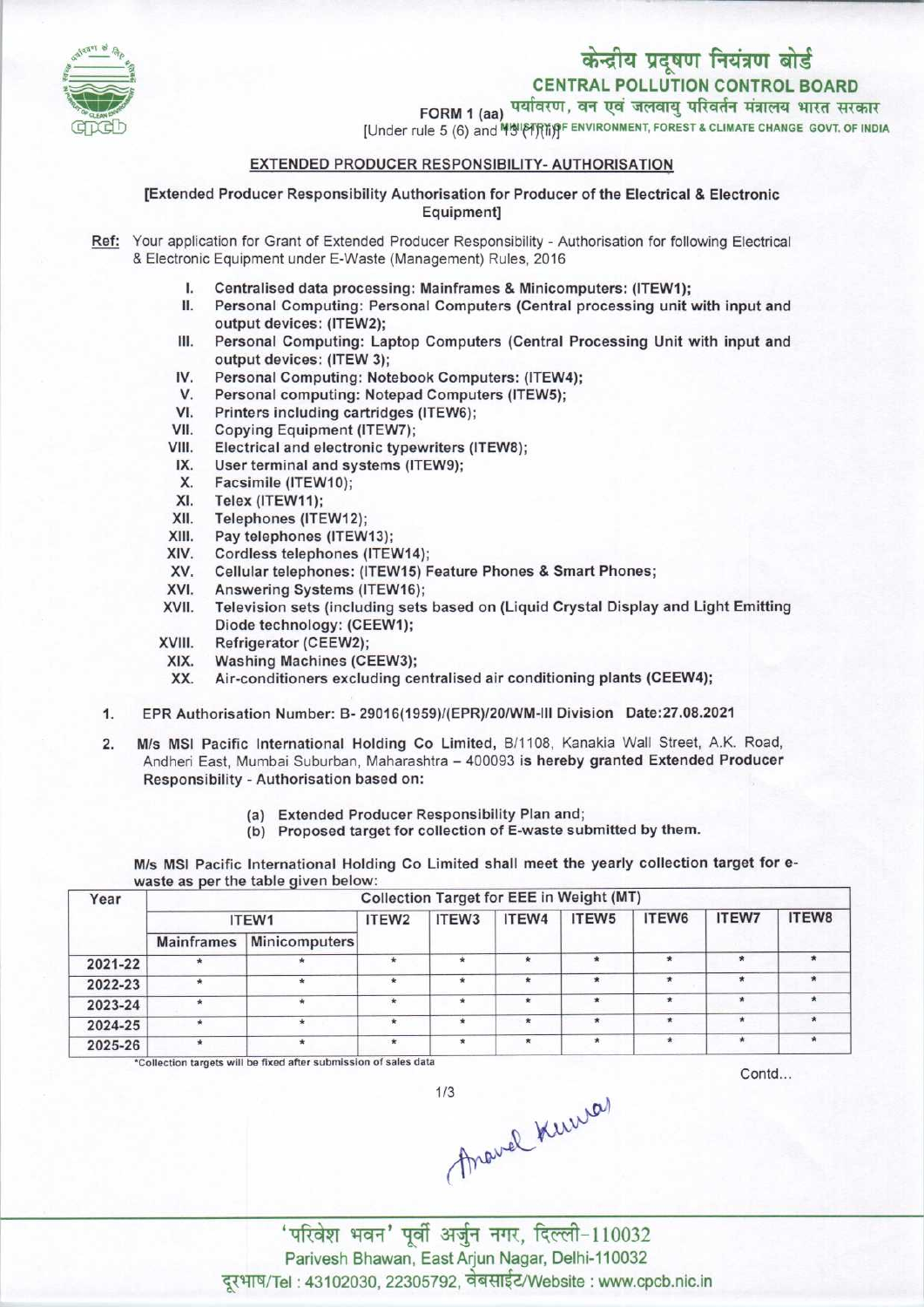# केन्द्रीय प्रदूषण नियंत्रण बोर्ड

## CENTRAL POLLUTION CONTROL BOARD

पर्यावरण, वन एवं जलवायु परिवर्तन मंत्रालय भारत सरकार
MINISTRY OF ENVIRONMENT, FOREST & CLIMATE CHANGE GOVT. OF INDIA

FORM 1 (aa)
[Under rule 5 (6) and 13 (1)(ii)]

### EXTENDED PRODUCER RESPONSIBILITY- AUTHORISATION

**[Extended Producer Responsibility Authorisation for Producer of the Electrical & Electronic Equipment]**

**Ref:** Your application for Grant of Extended Producer Responsibility - Authorisation for following Electrical & Electronic Equipment under E-Waste (Management) Rules, 2016

I. **Centralised data processing: Mainframes & Minicomputers: (ITEW1);**
II. **Personal Computing: Personal Computers (Central processing unit with input and output devices: (ITEW2);**
III. **Personal Computing: Laptop Computers (Central Processing Unit with input and output devices: (ITEW 3);**
IV. **Personal Computing: Notebook Computers: (ITEW4);**
V. **Personal computing: Notepad Computers (ITEW5);**
VI. **Printers including cartridges (ITEW6);**
VII. **Copying Equipment (ITEW7);**
VIII. **Electrical and electronic typewriters (ITEW8);**
IX. **User terminal and systems (ITEW9);**
X. **Facsimile (ITEW10);**
XI. **Telex (ITEW11);**
XII. **Telephones (ITEW12);**
XIII. **Pay telephones (ITEW13);**
XIV. **Cordless telephones (ITEW14);**
XV. **Cellular telephones: (ITEW15) Feature Phones & Smart Phones;**
XVI. **Answering Systems (ITEW16);**
XVII. **Television sets (including sets based on (Liquid Crystal Display and Light Emitting Diode technology: (CEEW1);**
XVIII. **Refrigerator (CEEW2);**
XIX. **Washing Machines (CEEW3);**
XX. **Air-conditioners excluding centralised air conditioning plants (CEEW4);**

1. EPR Authorisation Number: B- 29016(1959)/(EPR)/20/WM-III Division Date:27.08.2021

2. **M/s MSI Pacific International Holding Co Limited,** B/1108, Kanakia Wall Street, A.K. Road, Andheri East, Mumbai Suburban, Maharashtra – 400093 **is hereby granted Extended Producer Responsibility - Authorisation based on:**

   (a) Extended Producer Responsibility Plan and;
   (b) Proposed target for collection of E-waste submitted by them.

M/s MSI Pacific International Holding Co Limited shall meet the yearly collection target for e-waste as per the table given below:

| Year | Collection Target for EEE in Weight (MT) | | | | | | | | |
|---|---|---|---|---|---|---|---|---|---|
| | ITEW1 | | ITEW2 | ITEW3 | ITEW4 | ITEW5 | ITEW6 | ITEW7 | ITEW8 |
| | Mainframes | Minicomputers | | | | | | | |
| 2021-22 | * | * | * | * | * | * | * | * | * |
| 2022-23 | * | * | * | * | * | * | * | * | * |
| 2023-24 | * | * | * | * | * | * | * | * | * |
| 2024-25 | * | * | * | * | * | * | * | * | * |
| 2025-26 | * | * | * | * | * | * | * | * | * |

*Collection targets will be fixed after submission of sales data

Contd...

'परिवेश भवन' पूर्वी अर्जुन नगर, दिल्ली-110032
Parivesh Bhawan, East Arjun Nagar, Delhi-110032
दूरभाष/Tel : 43102030, 22305792, वेबसाईट/Website : www.cpcb.nic.in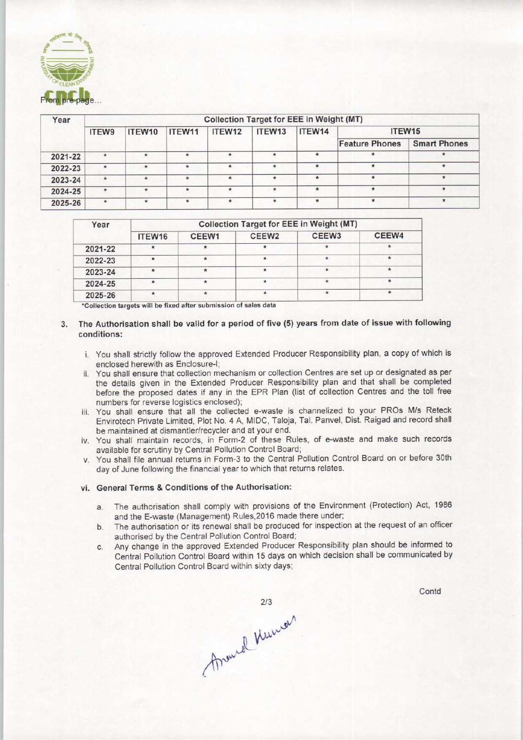From pre-page...

| Year | Collection Target for EEE in Weight (MT) | | | | | | | |
|---|---|---|---|---|---|---|---|---|
| | ITEW9 | ITEW10 | ITEW11 | ITEW12 | ITEW13 | ITEW14 | ITEW15 | |
| | | | | | | | Feature Phones | Smart Phones |
| 2021-22 | * | * | * | * | * | * | * | * |
| 2022-23 | * | * | * | * | * | * | * | * |
| 2023-24 | * | * | * | * | * | * | * | * |
| 2024-25 | * | * | * | * | * | * | * | * |
| 2025-26 | * | * | * | * | * | * | * | * |

| Year | Collection Target for EEE in Weight (MT) | | | | |
|---|---|---|---|---|---|
| | ITEW16 | CEEW1 | CEEW2 | CEEW3 | CEEW4 |
| 2021-22 | * | * | * | * | * |
| 2022-23 | * | * | * | * | * |
| 2023-24 | * | * | * | * | * |
| 2024-25 | * | * | * | * | * |
| 2025-26 | * | * | * | * | * |

*Collection targets will be fixed after submission of sales data

3. **The Authorisation shall be valid for a period of five (5) years from date of issue with following conditions:**

   i. You shall strictly follow the approved Extended Producer Responsibility plan, a copy of which is enclosed herewith as Enclosure-I;

   ii. You shall ensure that collection mechanism or collection Centres are set up or designated as per the details given in the Extended Producer Responsibility plan and that shall be completed before the proposed dates if any in the EPR Plan (list of collection Centres and the toll free numbers for reverse logistics enclosed);

   iii. You shall ensure that all the collected e-waste is channelized to your PROs M/s Reteck Envirotech Private Limited, Plot No. 4 A, MIDC, Taloja, Tal. Panvel, Dist. Raigad and record shall be maintained at dismantler/recycler and at your end.

   iv. You shall maintain records, in Form-2 of these Rules, of e-waste and make such records available for scrutiny by Central Pollution Control Board;

   v. You shall file annual returns in Form-3 to the Central Pollution Control Board on or before 30th day of June following the financial year to which that returns relates.

   vi. **General Terms & Conditions of the Authorisation:**

      a. The authorisation shall comply with provisions of the Environment (Protection) Act, 1986 and the E-waste (Management) Rules,2016 made there under;

      b. The authorisation or its renewal shall be produced for inspection at the request of an officer authorised by the Central Pollution Control Board;

      c. Any change in the approved Extended Producer Responsibility plan should be informed to Central Pollution Control Board within 15 days on which decision shall be communicated by Central Pollution Control Board within sixty days;

Contd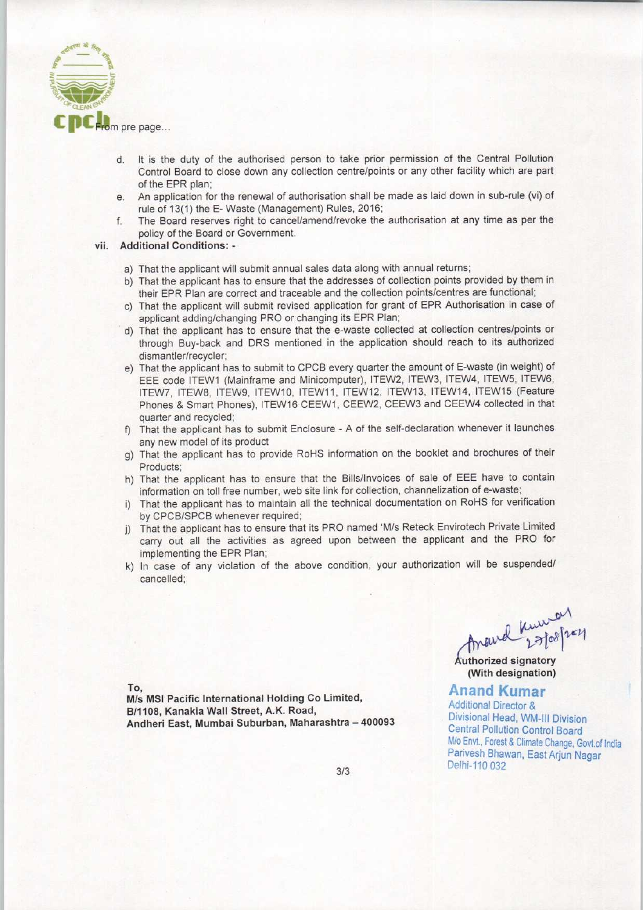From pre page...

d. It is the duty of the authorised person to take prior permission of the Central Pollution Control Board to close down any collection centre/points or any other facility which are part of the EPR plan;
e. An application for the renewal of authorisation shall be made as laid down in sub-rule (vi) of rule of 13(1) the E- Waste (Management) Rules, 2016;
f. The Board reserves right to cancel/amend/revoke the authorisation at any time as per the policy of the Board or Government.

vii. **Additional Conditions: -**

a) That the applicant will submit annual sales data along with annual returns;
b) That the applicant has to ensure that the addresses of collection points provided by them in their EPR Plan are correct and traceable and the collection points/centres are functional;
c) That the applicant will submit revised application for grant of EPR Authorisation in case of applicant adding/changing PRO or changing its EPR Plan;
d) That the applicant has to ensure that the e-waste collected at collection centres/points or through Buy-back and DRS mentioned in the application should reach to its authorized dismantler/recycler;
e) That the applicant has to submit to CPCB every quarter the amount of E-waste (in weight) of EEE code ITEW1 (Mainframe and Minicomputer), ITEW2, ITEW3, ITEW4, ITEW5, ITEW6, ITEW7, ITEW8, ITEW9, ITEW10, ITEW11, ITEW12, ITEW13, ITEW14, ITEW15 (Feature Phones & Smart Phones), ITEW16 CEEW1, CEEW2, CEEW3 and CEEW4 collected in that quarter and recycled;
f) That the applicant has to submit Enclosure - A of the self-declaration whenever it launches any new model of its product
g) That the applicant has to provide RoHS information on the booklet and brochures of their Products;
h) That the applicant has to ensure that the Bills/Invoices of sale of EEE have to contain information on toll free number, web site link for collection, channelization of e-waste;
i) That the applicant has to maintain all the technical documentation on RoHS for verification by CPCB/SPCB whenever required;
j) That the applicant has to ensure that its PRO named 'M/s Reteck Envirotech Private Limited carry out all the activities as agreed upon between the applicant and the PRO for implementing the EPR Plan;
k) In case of any violation of the above condition, your authorization will be suspended/ cancelled;

Anand Kumar 27/08/2021

**Authorized signatory**
**(With designation)**

**Anand Kumar**
Additional Director &
Divisional Head, WM-III Division
Central Pollution Control Board
M/o Envt., Forest & Climate Change, Govt.of India
Parivesh Bhawan, East Arjun Nagar
Delhi-110 032

To,
**M/s MSI Pacific International Holding Co Limited,**
**B/1108, Kanakia Wall Street, A.K. Road,**
**Andheri East, Mumbai Suburban, Maharashtra – 400093**